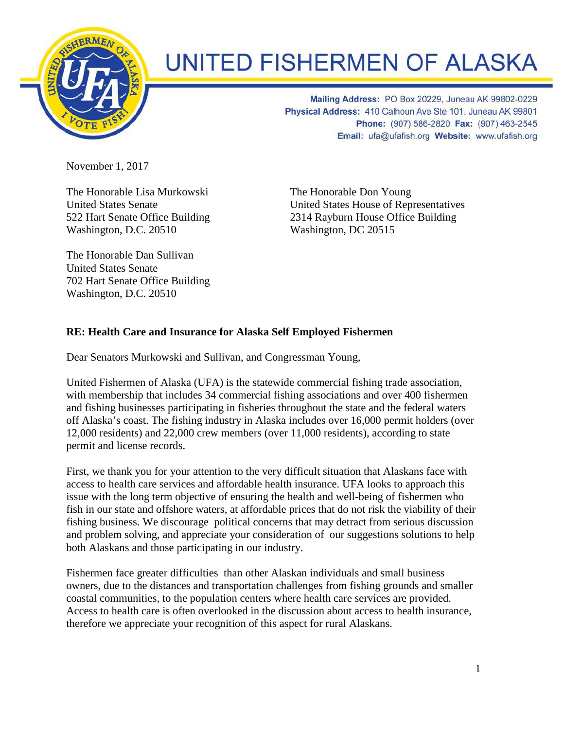# UNITED FISHERMEN OF ALASKA

**Mailing Address:** PO Box 20229, Juneau AK 99802-0229
**Physical Address:** 410 Calhoun Ave Ste 101, Juneau AK 99801
**Phone:** (907) 586-2820 **Fax:** (907) 463-2545
**Email:** ufa@ufafish.org **Website:** www.ufafish.org

November 1, 2017

The Honorable Lisa Murkowski
United States Senate
522 Hart Senate Office Building
Washington, D.C. 20510

The Honorable Don Young
United States House of Representatives
2314 Rayburn House Office Building
Washington, DC 20515

The Honorable Dan Sullivan
United States Senate
702 Hart Senate Office Building
Washington, D.C. 20510

**RE: Health Care and Insurance for Alaska Self Employed Fishermen**

Dear Senators Murkowski and Sullivan, and Congressman Young,

United Fishermen of Alaska (UFA) is the statewide commercial fishing trade association, with membership that includes 34 commercial fishing associations and over 400 fishermen and fishing businesses participating in fisheries throughout the state and the federal waters off Alaska's coast. The fishing industry in Alaska includes over 16,000 permit holders (over 12,000 residents) and 22,000 crew members (over 11,000 residents), according to state permit and license records.

First, we thank you for your attention to the very difficult situation that Alaskans face with access to health care services and affordable health insurance. UFA looks to approach this issue with the long term objective of ensuring the health and well-being of fishermen who fish in our state and offshore waters, at affordable prices that do not risk the viability of their fishing business. We discourage political concerns that may detract from serious discussion and problem solving, and appreciate your consideration of our suggestions solutions to help both Alaskans and those participating in our industry.

Fishermen face greater difficulties than other Alaskan individuals and small business owners, due to the distances and transportation challenges from fishing grounds and smaller coastal communities, to the population centers where health care services are provided. Access to health care is often overlooked in the discussion about access to health insurance, therefore we appreciate your recognition of this aspect for rural Alaskans.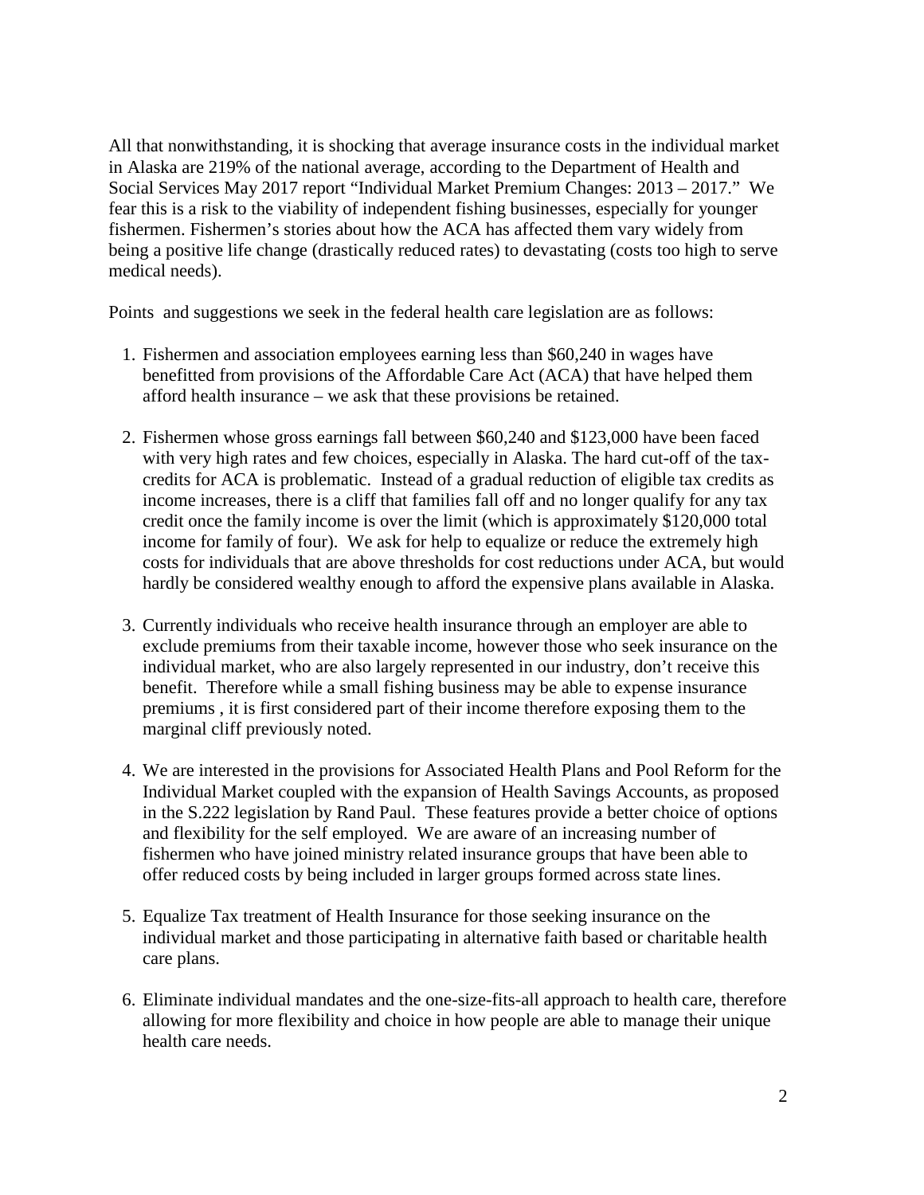All that nonwithstanding, it is shocking that average insurance costs in the individual market in Alaska are 219% of the national average, according to the Department of Health and Social Services May 2017 report "Individual Market Premium Changes: 2013 – 2017." We fear this is a risk to the viability of independent fishing businesses, especially for younger fishermen. Fishermen's stories about how the ACA has affected them vary widely from being a positive life change (drastically reduced rates) to devastating (costs too high to serve medical needs).

Points and suggestions we seek in the federal health care legislation are as follows:

1. Fishermen and association employees earning less than $60,240 in wages have benefitted from provisions of the Affordable Care Act (ACA) that have helped them afford health insurance – we ask that these provisions be retained.

2. Fishermen whose gross earnings fall between $60,240 and $123,000 have been faced with very high rates and few choices, especially in Alaska. The hard cut-off of the tax-credits for ACA is problematic. Instead of a gradual reduction of eligible tax credits as income increases, there is a cliff that families fall off and no longer qualify for any tax credit once the family income is over the limit (which is approximately $120,000 total income for family of four). We ask for help to equalize or reduce the extremely high costs for individuals that are above thresholds for cost reductions under ACA, but would hardly be considered wealthy enough to afford the expensive plans available in Alaska.

3. Currently individuals who receive health insurance through an employer are able to exclude premiums from their taxable income, however those who seek insurance on the individual market, who are also largely represented in our industry, don't receive this benefit. Therefore while a small fishing business may be able to expense insurance premiums , it is first considered part of their income therefore exposing them to the marginal cliff previously noted.

4. We are interested in the provisions for Associated Health Plans and Pool Reform for the Individual Market coupled with the expansion of Health Savings Accounts, as proposed in the S.222 legislation by Rand Paul. These features provide a better choice of options and flexibility for the self employed. We are aware of an increasing number of fishermen who have joined ministry related insurance groups that have been able to offer reduced costs by being included in larger groups formed across state lines.

5. Equalize Tax treatment of Health Insurance for those seeking insurance on the individual market and those participating in alternative faith based or charitable health care plans.

6. Eliminate individual mandates and the one-size-fits-all approach to health care, therefore allowing for more flexibility and choice in how people are able to manage their unique health care needs.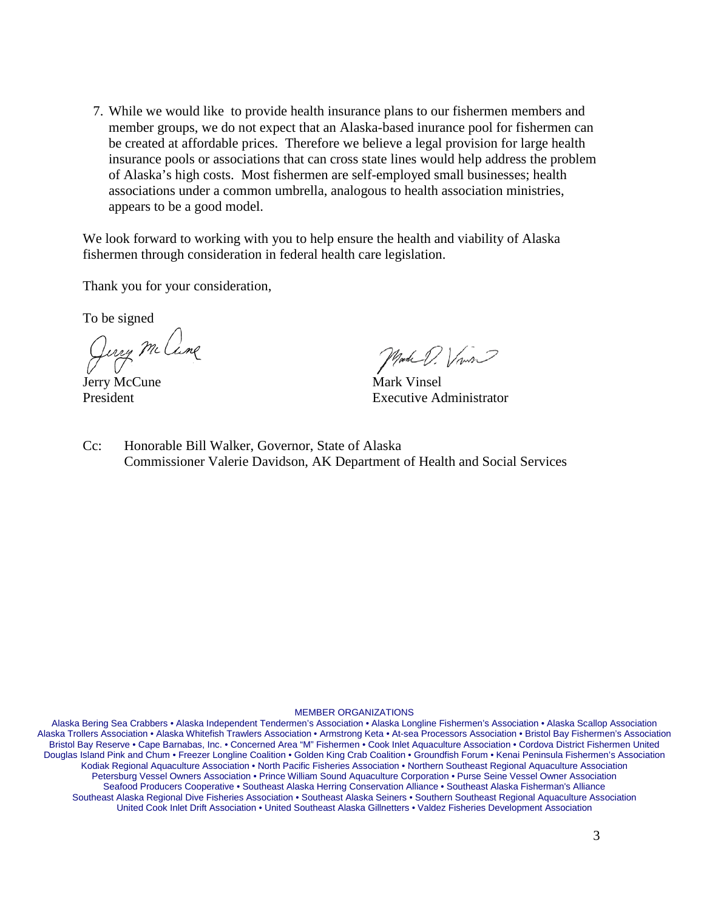7. While we would like to provide health insurance plans to our fishermen members and member groups, we do not expect that an Alaska-based inurance pool for fishermen can be created at affordable prices. Therefore we believe a legal provision for large health insurance pools or associations that can cross state lines would help address the problem of Alaska's high costs. Most fishermen are self-employed small businesses; health associations under a common umbrella, analogous to health association ministries, appears to be a good model.

We look forward to working with you to help ensure the health and viability of Alaska fishermen through consideration in federal health care legislation.

Thank you for your consideration,

To be signed

Jerry McCune
President

Mark Vinsel
Executive Administrator

Cc: Honorable Bill Walker, Governor, State of Alaska
Commissioner Valerie Davidson, AK Department of Health and Social Services

MEMBER ORGANIZATIONS

Alaska Bering Sea Crabbers • Alaska Independent Tendermen's Association • Alaska Longline Fishermen's Association • Alaska Scallop Association
Alaska Trollers Association • Alaska Whitefish Trawlers Association • Armstrong Keta • At-sea Processors Association • Bristol Bay Fishermen's Association
Bristol Bay Reserve • Cape Barnabas, Inc. • Concerned Area "M" Fishermen • Cook Inlet Aquaculture Association • Cordova District Fishermen United
Douglas Island Pink and Chum • Freezer Longline Coalition • Golden King Crab Coalition • Groundfish Forum • Kenai Peninsula Fishermen's Association
Kodiak Regional Aquaculture Association • North Pacific Fisheries Association • Northern Southeast Regional Aquaculture Association
Petersburg Vessel Owners Association • Prince William Sound Aquaculture Corporation • Purse Seine Vessel Owner Association
Seafood Producers Cooperative • Southeast Alaska Herring Conservation Alliance • Southeast Alaska Fisherman's Alliance
Southeast Alaska Regional Dive Fisheries Association • Southeast Alaska Seiners • Southern Southeast Regional Aquaculture Association
United Cook Inlet Drift Association • United Southeast Alaska Gillnetters • Valdez Fisheries Development Association